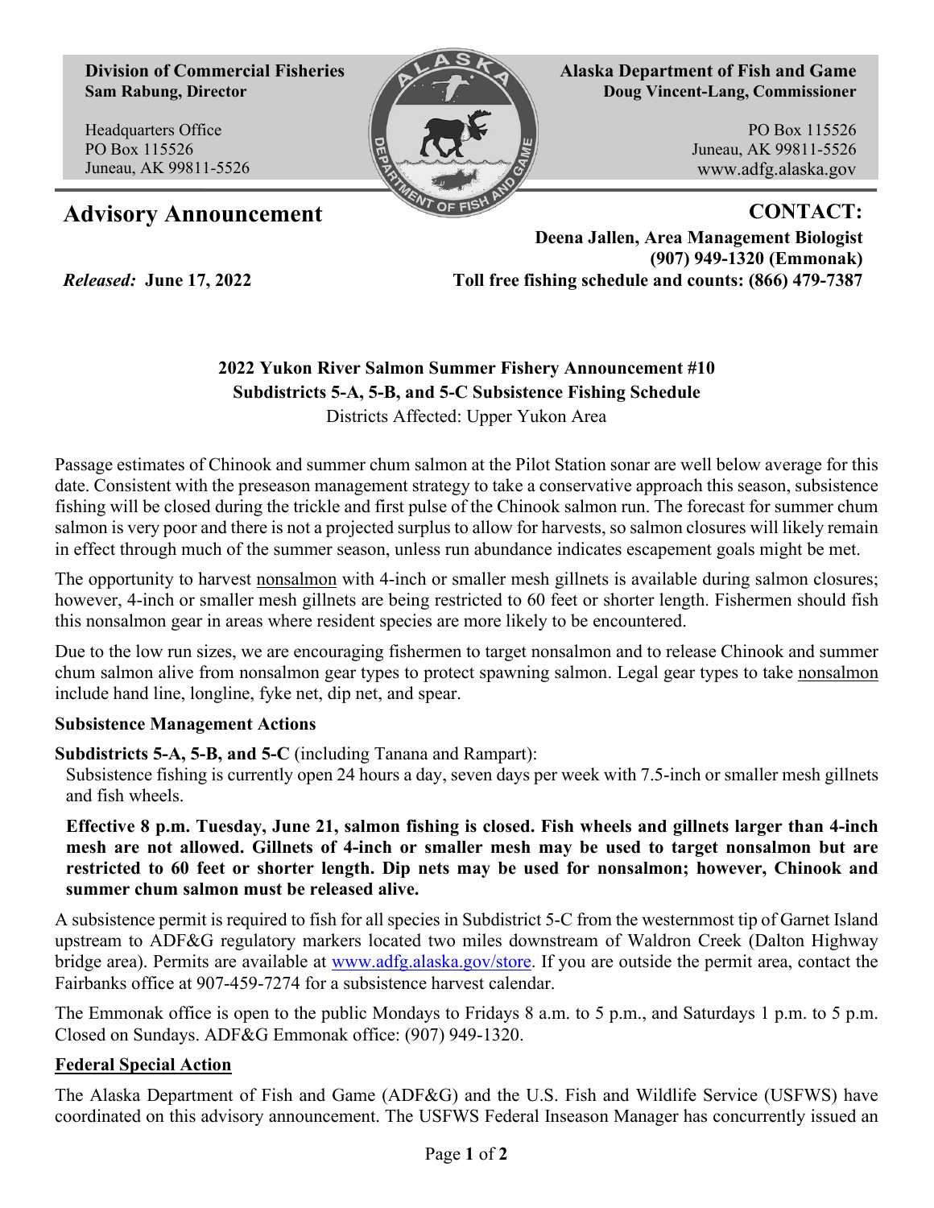**Division of Commercial Fisheries**
**Sam Rabung, Director**

Headquarters Office
PO Box 115526
Juneau, AK 99811-5526

**Alaska Department of Fish and Game**
**Doug Vincent-Lang, Commissioner**

PO Box 115526
Juneau, AK 99811-5526
www.adfg.alaska.gov

# Advisory Announcement

**CONTACT:**
**Deena Jallen, Area Management Biologist**
**(907) 949-1320 (Emmonak)**
**Toll free fishing schedule and counts: (866) 479-7387**

*Released:* **June 17, 2022**

## 2022 Yukon River Salmon Summer Fishery Announcement #10
## Subdistricts 5-A, 5-B, and 5-C Subsistence Fishing Schedule

Districts Affected: Upper Yukon Area

Passage estimates of Chinook and summer chum salmon at the Pilot Station sonar are well below average for this date. Consistent with the preseason management strategy to take a conservative approach this season, subsistence fishing will be closed during the trickle and first pulse of the Chinook salmon run. The forecast for summer chum salmon is very poor and there is not a projected surplus to allow for harvests, so salmon closures will likely remain in effect through much of the summer season, unless run abundance indicates escapement goals might be met.

The opportunity to harvest nonsalmon with 4-inch or smaller mesh gillnets is available during salmon closures; however, 4-inch or smaller mesh gillnets are being restricted to 60 feet or shorter length. Fishermen should fish this nonsalmon gear in areas where resident species are more likely to be encountered.

Due to the low run sizes, we are encouraging fishermen to target nonsalmon and to release Chinook and summer chum salmon alive from nonsalmon gear types to protect spawning salmon. Legal gear types to take nonsalmon include hand line, longline, fyke net, dip net, and spear.

**Subsistence Management Actions**

**Subdistricts 5-A, 5-B, and 5-C** (including Tanana and Rampart):

Subsistence fishing is currently open 24 hours a day, seven days per week with 7.5-inch or smaller mesh gillnets and fish wheels.

**Effective 8 p.m. Tuesday, June 21, salmon fishing is closed. Fish wheels and gillnets larger than 4-inch mesh are not allowed. Gillnets of 4-inch or smaller mesh may be used to target nonsalmon but are restricted to 60 feet or shorter length. Dip nets may be used for nonsalmon; however, Chinook and summer chum salmon must be released alive.**

A subsistence permit is required to fish for all species in Subdistrict 5-C from the westernmost tip of Garnet Island upstream to ADF&G regulatory markers located two miles downstream of Waldron Creek (Dalton Highway bridge area). Permits are available at www.adfg.alaska.gov/store. If you are outside the permit area, contact the Fairbanks office at 907-459-7274 for a subsistence harvest calendar.

The Emmonak office is open to the public Mondays to Fridays 8 a.m. to 5 p.m., and Saturdays 1 p.m. to 5 p.m. Closed on Sundays. ADF&G Emmonak office: (907) 949-1320.

**Federal Special Action**

The Alaska Department of Fish and Game (ADF&G) and the U.S. Fish and Wildlife Service (USFWS) have coordinated on this advisory announcement. The USFWS Federal Inseason Manager has concurrently issued an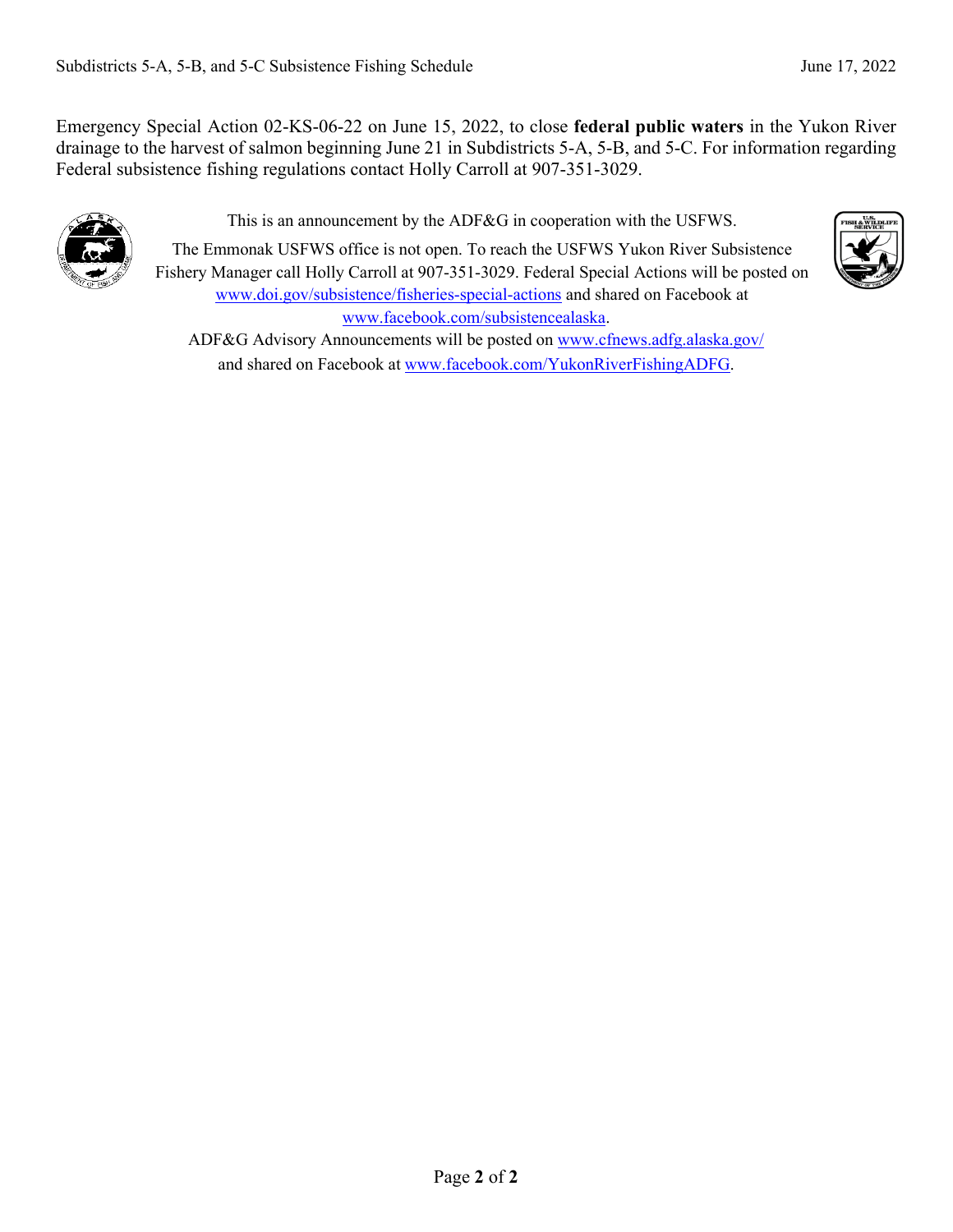Emergency Special Action 02-KS-06-22 on June 15, 2022, to close **federal public waters** in the Yukon River drainage to the harvest of salmon beginning June 21 in Subdistricts 5-A, 5-B, and 5-C. For information regarding Federal subsistence fishing regulations contact Holly Carroll at 907-351-3029.

This is an announcement by the ADF&G in cooperation with the USFWS.

The Emmonak USFWS office is not open. To reach the USFWS Yukon River Subsistence Fishery Manager call Holly Carroll at 907-351-3029. Federal Special Actions will be posted on www.doi.gov/subsistence/fisheries-special-actions and shared on Facebook at www.facebook.com/subsistencealaska.

ADF&G Advisory Announcements will be posted on www.cfnews.adfg.alaska.gov/ and shared on Facebook at www.facebook.com/YukonRiverFishingADFG.